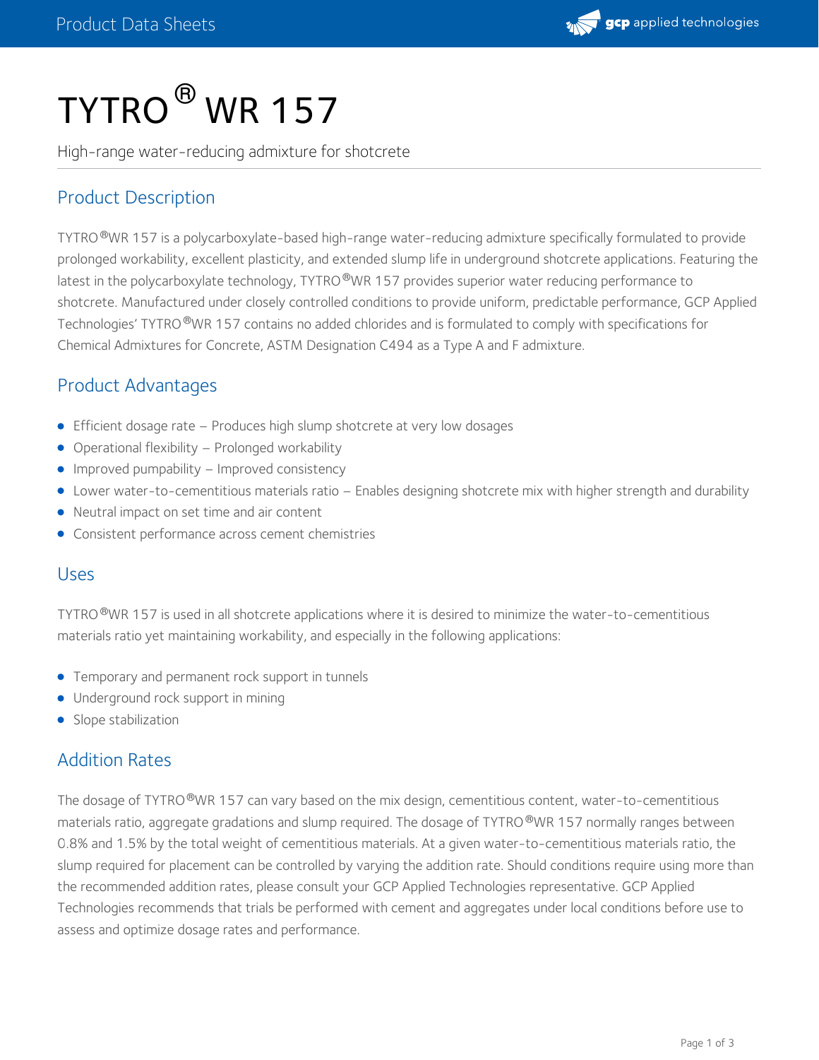# TYTRO® WR 157

High-range water-reducing admixture for shotcrete

## Product Description

TYTRO®WR 157 is a polycarboxylate-based high-range water-reducing admixture specifically formulated to provide prolonged workability, excellent plasticity, and extended slump life in underground shotcrete applications. Featuring the latest in the polycarboxylate technology, TYTRO®WR 157 provides superior water reducing performance to shotcrete. Manufactured under closely controlled conditions to provide uniform, predictable performance, GCP Applied Technologies' TYTRO®WR 157 contains no added chlorides and is formulated to comply with specifications for Chemical Admixtures for Concrete, ASTM Designation C494 as a Type A and F admixture.

## Product Advantages

- Efficient dosage rate – Produces high slump shotcrete at very low dosages
- Operational flexibility – Prolonged workability
- Improved pumpability – Improved consistency
- Lower water-to-cementitious materials ratio – Enables designing shotcrete mix with higher strength and durability
- Neutral impact on set time and air content
- Consistent performance across cement chemistries

## Uses

TYTRO®WR 157 is used in all shotcrete applications where it is desired to minimize the water-to-cementitious materials ratio yet maintaining workability, and especially in the following applications:

- Temporary and permanent rock support in tunnels
- Underground rock support in mining
- Slope stabilization

## Addition Rates

The dosage of TYTRO®WR 157 can vary based on the mix design, cementitious content, water-to-cementitious materials ratio, aggregate gradations and slump required. The dosage of TYTRO®WR 157 normally ranges between 0.8% and 1.5% by the total weight of cementitious materials. At a given water-to-cementitious materials ratio, the slump required for placement can be controlled by varying the addition rate. Should conditions require using more than the recommended addition rates, please consult your GCP Applied Technologies representative. GCP Applied Technologies recommends that trials be performed with cement and aggregates under local conditions before use to assess and optimize dosage rates and performance.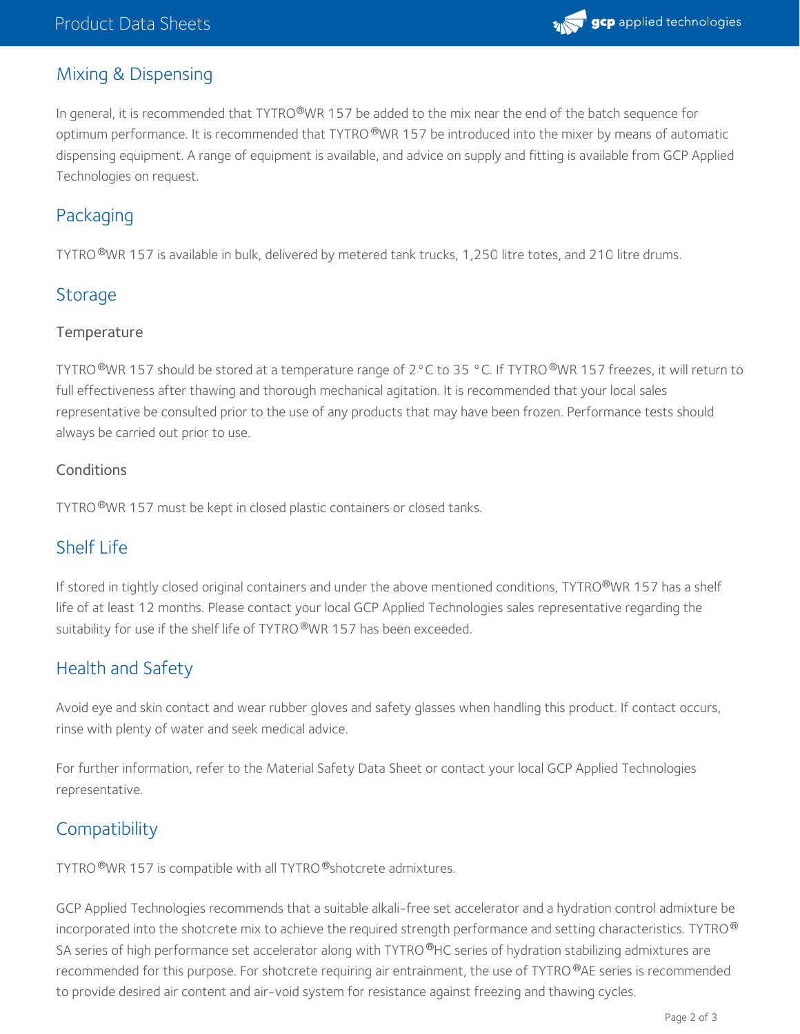## Mixing & Dispensing

In general, it is recommended that TYTRO®WR 157 be added to the mix near the end of the batch sequence for optimum performance. It is recommended that TYTRO®WR 157 be introduced into the mixer by means of automatic dispensing equipment. A range of equipment is available, and advice on supply and fitting is available from GCP Applied Technologies on request.

## Packaging

TYTRO®WR 157 is available in bulk, delivered by metered tank trucks, 1,250 litre totes, and 210 litre drums.

## Storage

### Temperature

TYTRO®WR 157 should be stored at a temperature range of 2°C to 35 °C. If TYTRO®WR 157 freezes, it will return to full effectiveness after thawing and thorough mechanical agitation. It is recommended that your local sales representative be consulted prior to the use of any products that may have been frozen. Performance tests should always be carried out prior to use.

### Conditions

TYTRO®WR 157 must be kept in closed plastic containers or closed tanks.

## Shelf Life

If stored in tightly closed original containers and under the above mentioned conditions, TYTRO®WR 157 has a shelf life of at least 12 months. Please contact your local GCP Applied Technologies sales representative regarding the suitability for use if the shelf life of TYTRO®WR 157 has been exceeded.

## Health and Safety

Avoid eye and skin contact and wear rubber gloves and safety glasses when handling this product. If contact occurs, rinse with plenty of water and seek medical advice.

For further information, refer to the Material Safety Data Sheet or contact your local GCP Applied Technologies representative.

## Compatibility

TYTRO®WR 157 is compatible with all TYTRO®shotcrete admixtures.

GCP Applied Technologies recommends that a suitable alkali-free set accelerator and a hydration control admixture be incorporated into the shotcrete mix to achieve the required strength performance and setting characteristics. TYTRO® SA series of high performance set accelerator along with TYTRO®HC series of hydration stabilizing admixtures are recommended for this purpose. For shotcrete requiring air entrainment, the use of TYTRO®AE series is recommended to provide desired air content and air-void system for resistance against freezing and thawing cycles.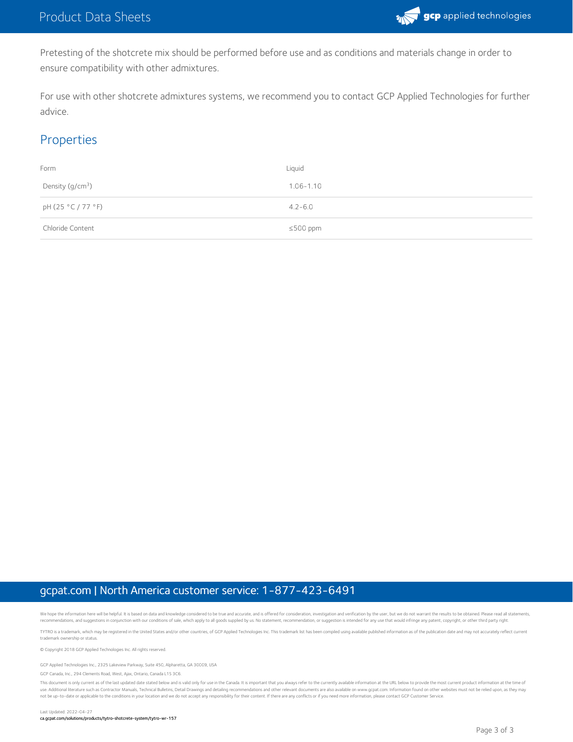Pretesting of the shotcrete mix should be performed before use and as conditions and materials change in order to ensure compatibility with other admixtures.

For use with other shotcrete admixtures systems, we recommend you to contact GCP Applied Technologies for further advice.

## Properties

| | |
|---|---|
| Form | Liquid |
| Density (g/cm$^3$) | 1.06-1.10 |
| pH (25 °C / 77 °F) | 4.2-6.0 |
| Chloride Content | ≤500 ppm |

gcpat.com | North America customer service: 1-877-423-6491

We hope the information here will be helpful. It is based on data and knowledge considered to be true and accurate, and is offered for consideration, investigation and verification by the user, but we do not warrant the results to be obtained. Please read all statements, recommendations, and suggestions in conjunction with our conditions of sale, which apply to all goods supplied by us. No statement, recommendation, or suggestion is intended for any use that would infringe any patent, copyright, or other third party right.

TYTRO is a trademark, which may be registered in the United States and/or other countries, of GCP Applied Technologies Inc. This trademark list has been compiled using available published information as of the publication date and may not accurately reflect current trademark ownership or status.

© Copyright 2018 GCP Applied Technologies Inc. All rights reserved.

GCP Applied Technologies Inc., 2325 Lakeview Parkway, Suite 450, Alpharetta, GA 30009, USA

GCP Canada, Inc., 294 Clements Road, West, Ajax, Ontario, Canada L1S 3C6.

This document is only current as of the last updated date stated below and is valid only for use in the Canada. It is important that you always refer to the currently available information at the URL below to provide the most current product information at the time of use. Additional literature such as Contractor Manuals, Technical Bulletins, Detail Drawings and detailing recommendations and other relevant documents are also available on www.gcpat.com. Information found on other websites must not be relied upon, as they may not be up-to-date or applicable to the conditions in your location and we do not accept any responsibility for their content. If there are any conflicts or if you need more information, please contact GCP Customer Service.

Last Updated: 2022-04-27
ca.gcpat.com/solutions/products/tytro-shotcrete-system/tytro-wr-157